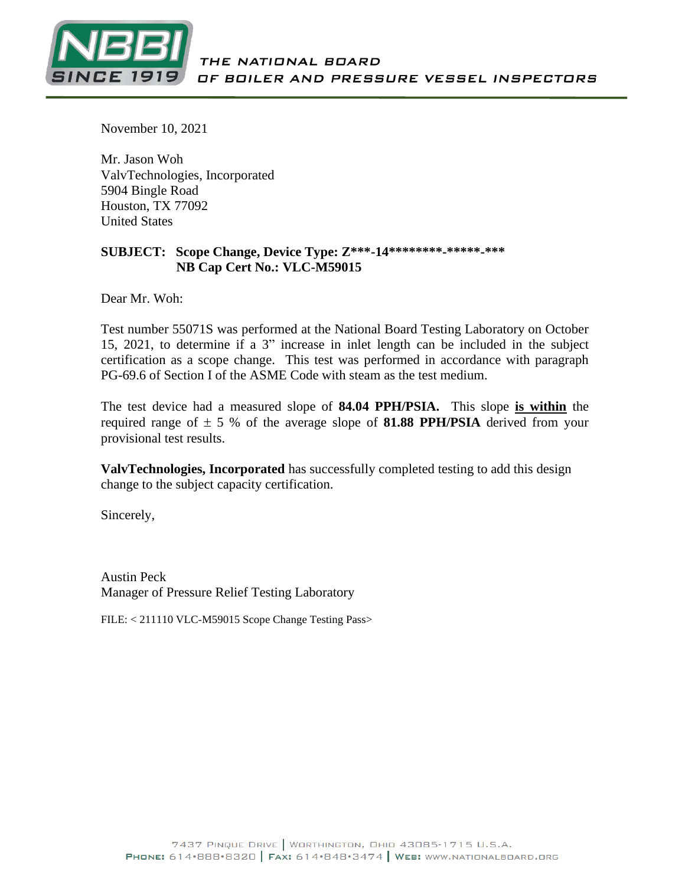THE NATIONAL BOARD
OF BOILER AND PRESSURE VESSEL INSPECTORS

November 10, 2021

Mr. Jason Woh
ValvTechnologies, Incorporated
5904 Bingle Road
Houston, TX 77092
United States

**SUBJECT: Scope Change, Device Type: Z***-14********-*****-***
NB Cap Cert No.: VLC-M59015**

Dear Mr. Woh:

Test number 55071S was performed at the National Board Testing Laboratory on October 15, 2021, to determine if a 3" increase in inlet length can be included in the subject certification as a scope change. This test was performed in accordance with paragraph PG-69.6 of Section I of the ASME Code with steam as the test medium.

The test device had a measured slope of **84.04 PPH/PSIA.** This slope **is within** the required range of ± 5 % of the average slope of **81.88 PPH/PSIA** derived from your provisional test results.

**ValvTechnologies, Incorporated** has successfully completed testing to add this design change to the subject capacity certification.

Sincerely,

Austin Peck
Manager of Pressure Relief Testing Laboratory

FILE: < 211110 VLC-M59015 Scope Change Testing Pass>

7437 Pinque Drive | Worthington, Ohio 43085-1715 U.S.A.
Phone: 614•888•8320 | Fax: 614•848•3474 | Web: www.nationalboard.org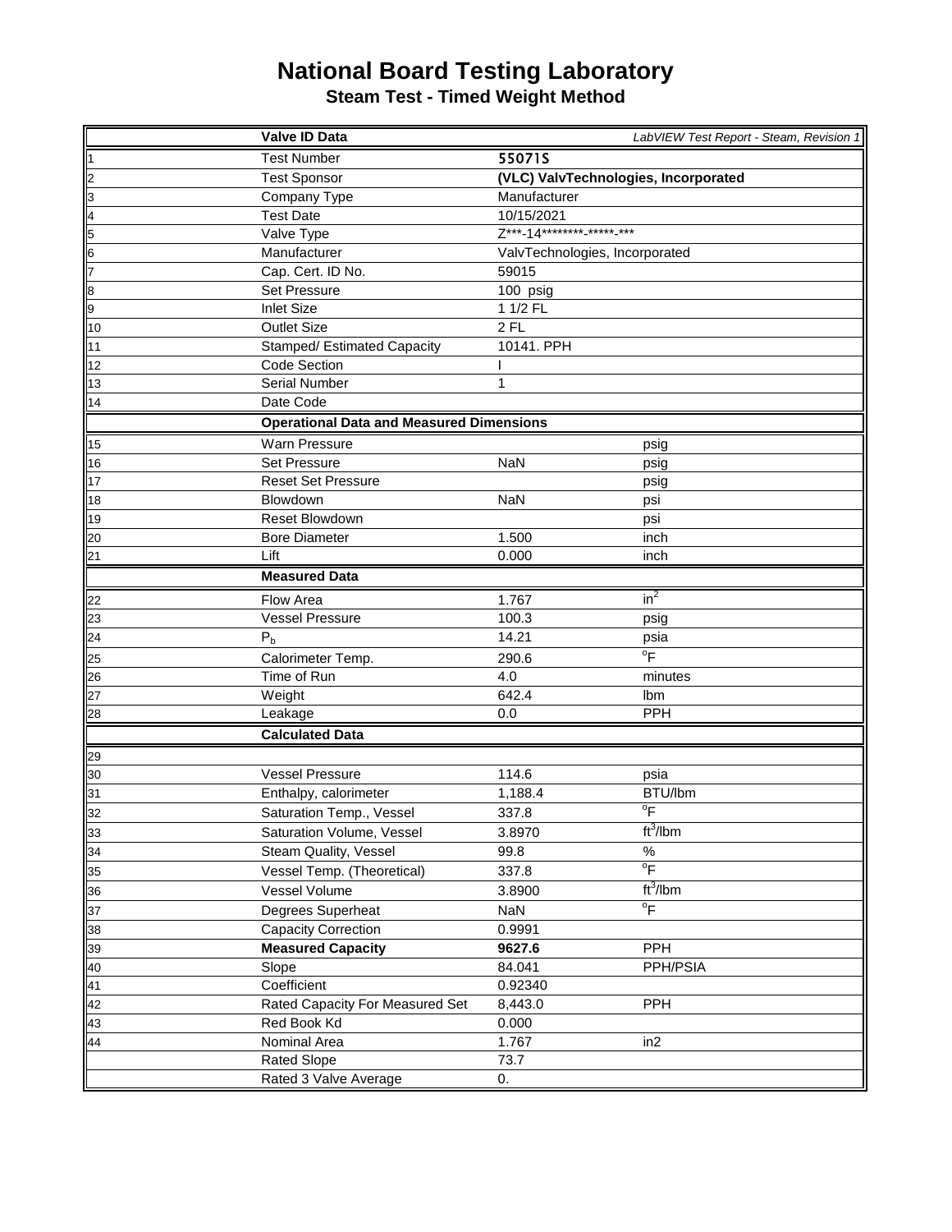# National Board Testing Laboratory

## Steam Test - Timed Weight Method

| | **Valve ID Data** | | *LabVIEW Test Report - Steam, Revision 1* |
|---|---|---|---|
| 1 | Test Number | 55071S | |
| 2 | Test Sponsor | **(VLC) ValvTechnologies, Incorporated** | |
| 3 | Company Type | Manufacturer | |
| 4 | Test Date | 10/15/2021 | |
| 5 | Valve Type | Z***-14********-*****-*** | |
| 6 | Manufacturer | ValvTechnologies, Incorporated | |
| 7 | Cap. Cert. ID No. | 59015 | |
| 8 | Set Pressure | 100 psig | |
| 9 | Inlet Size | 1 1/2 FL | |
| 10 | Outlet Size | 2 FL | |
| 11 | Stamped/ Estimated Capacity | 10141. PPH | |
| 12 | Code Section | I | |
| 13 | Serial Number | 1 | |
| 14 | Date Code | | |
| | **Operational Data and Measured Dimensions** | | |
| 15 | Warn Pressure | | psig |
| 16 | Set Pressure | NaN | psig |
| 17 | Reset Set Pressure | | psig |
| 18 | Blowdown | NaN | psi |
| 19 | Reset Blowdown | | psi |
| 20 | Bore Diameter | 1.500 | inch |
| 21 | Lift | 0.000 | inch |
| | **Measured Data** | | |
| 22 | Flow Area | 1.767 | $in^2$ |
| 23 | Vessel Pressure | 100.3 | psig |
| 24 | $P_b$ | 14.21 | psia |
| 25 | Calorimeter Temp. | 290.6 | $^oF$ |
| 26 | Time of Run | 4.0 | minutes |
| 27 | Weight | 642.4 | lbm |
| 28 | Leakage | 0.0 | PPH |
| | **Calculated Data** | | |
| 29 | | | |
| 30 | Vessel Pressure | 114.6 | psia |
| 31 | Enthalpy, calorimeter | 1,188.4 | BTU/lbm |
| 32 | Saturation Temp., Vessel | 337.8 | $^oF$ |
| 33 | Saturation Volume, Vessel | 3.8970 | $ft^3$/lbm |
| 34 | Steam Quality, Vessel | 99.8 | % |
| 35 | Vessel Temp. (Theoretical) | 337.8 | $^oF$ |
| 36 | Vessel Volume | 3.8900 | $ft^3$/lbm |
| 37 | Degrees Superheat | NaN | $^oF$ |
| 38 | Capacity Correction | 0.9991 | |
| 39 | **Measured Capacity** | **9627.6** | PPH |
| 40 | Slope | 84.041 | PPH/PSIA |
| 41 | Coefficient | 0.92340 | |
| 42 | Rated Capacity For Measured Set | 8,443.0 | PPH |
| 43 | Red Book Kd | 0.000 | |
| 44 | Nominal Area | 1.767 | in2 |
| | Rated Slope | 73.7 | |
| | Rated 3 Valve Average | 0. | |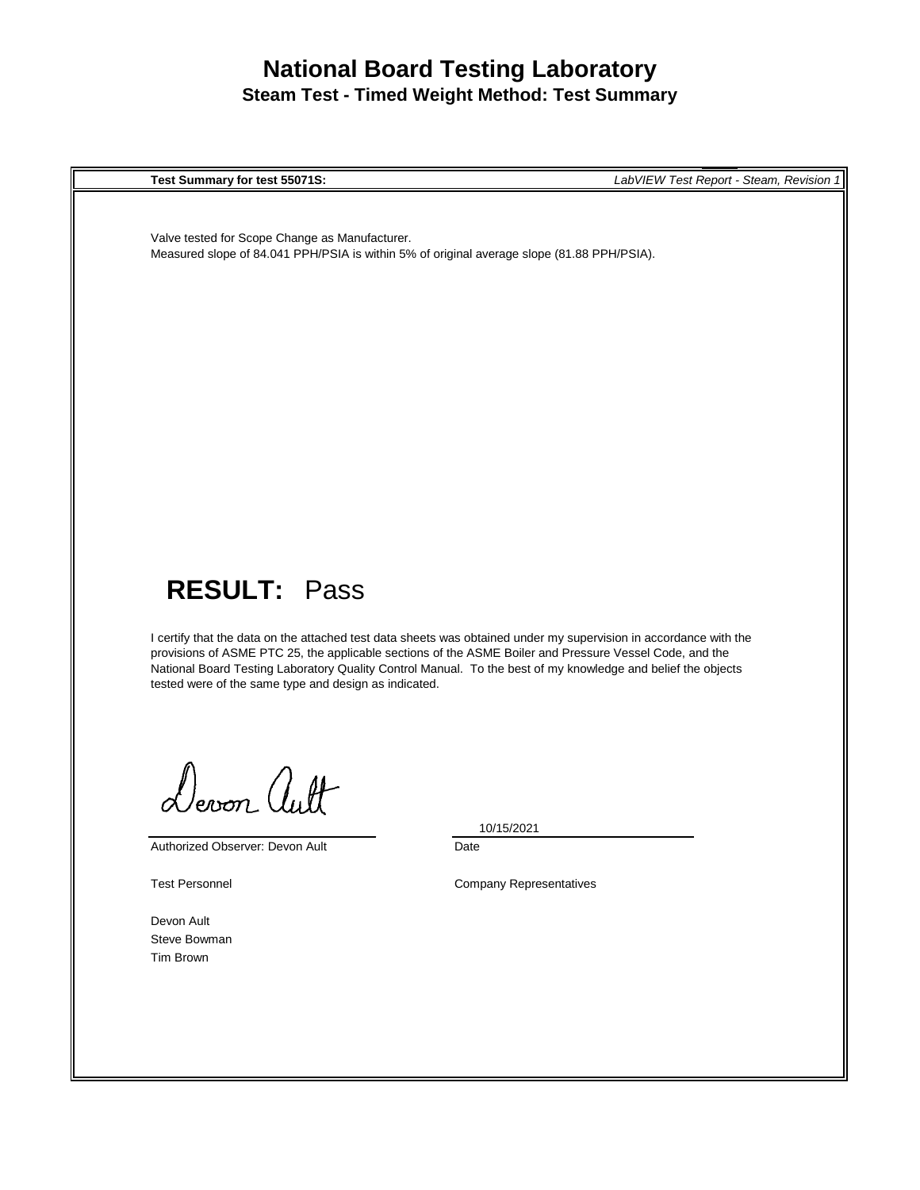# National Board Testing Laboratory

## Steam Test - Timed Weight Method: Test Summary

**Test Summary for test 55071S:** *LabVIEW Test Report - Steam, Revision 1*

Valve tested for Scope Change as Manufacturer.
Measured slope of 84.041 PPH/PSIA is within 5% of original average slope (81.88 PPH/PSIA).

## RESULT: Pass

I certify that the data on the attached test data sheets was obtained under my supervision in accordance with the provisions of ASME PTC 25, the applicable sections of the ASME Boiler and Pressure Vessel Code, and the National Board Testing Laboratory Quality Control Manual. To the best of my knowledge and belief the objects tested were of the same type and design as indicated.

Devon Ault

Authorized Observer: Devon Ault

10/15/2021
Date

Test Personnel

Devon Ault
Steve Bowman
Tim Brown

Company Representatives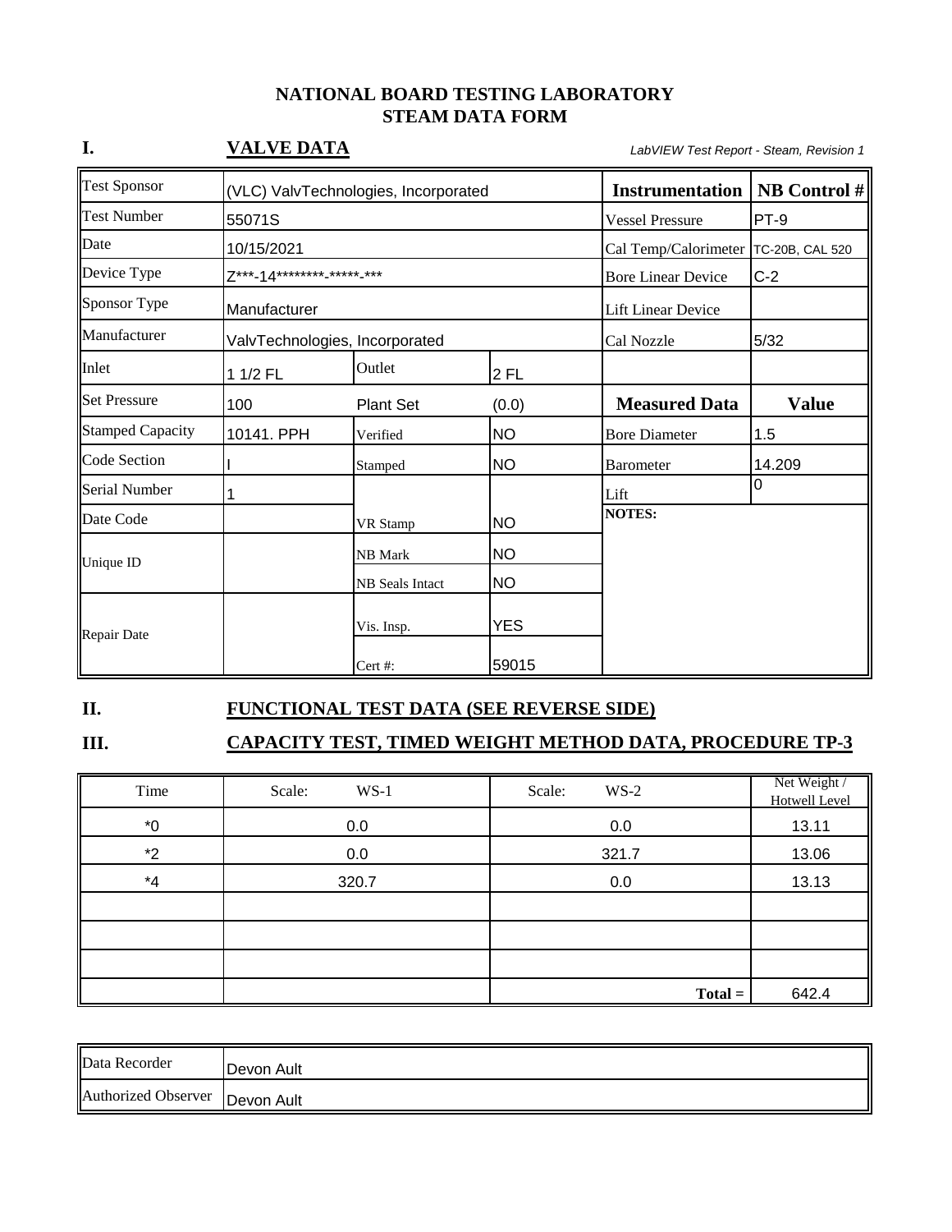# NATIONAL BOARD TESTING LABORATORY
# STEAM DATA FORM

## I. VALVE DATA

*LabVIEW Test Report - Steam, Revision 1*

| | | | | **Instrumentation** | **NB Control #** |
|---|---|---|---|---|---|
| Test Sponsor | (VLC) ValvTechnologies, Incorporated | | | Vessel Pressure | PT-9 |
| Test Number | 55071S | | | Cal Temp/Calorimeter | TC-20B, CAL 520 |
| Date | 10/15/2021 | | | Bore Linear Device | C-2 |
| Device Type | Z***-14********-*****-*** | | | Lift Linear Device | |
| Sponsor Type | Manufacturer | | | Cal Nozzle | 5/32 |
| Manufacturer | ValvTechnologies, Incorporated | | | | |
| Inlet | 1 1/2 FL | Outlet | 2 FL | **Measured Data** | **Value** |
| Set Pressure | 100 | Plant Set | (0.0) | Bore Diameter | 1.5 |
| Stamped Capacity | 10141. PPH | Verified | NO | Barometer | 14.209 |
| Code Section | I | Stamped | NO | Lift | 0 |
| Serial Number | 1 | | | **NOTES:** | |
| Date Code | | VR Stamp | NO | | |
| Unique ID | | NB Mark | NO | | |
| | | NB Seals Intact | NO | | |
| Repair Date | | Vis. Insp. | YES | | |
| | | Cert #: | 59015 | | |

## II. FUNCTIONAL TEST DATA (SEE REVERSE SIDE)

## III. CAPACITY TEST, TIMED WEIGHT METHOD DATA, PROCEDURE TP-3

| Time | Scale: WS-1 | Scale: WS-2 | Net Weight / Hotwell Level |
|---|---|---|---|
| *0 | 0.0 | 0.0 | 13.11 |
| *2 | 0.0 | 321.7 | 13.06 |
| *4 | 320.7 | 0.0 | 13.13 |
| | | | |
| | | | |
| | | | |
| | | **Total =** | 642.4 |

| | |
|---|---|
| Data Recorder | Devon Ault |
| Authorized Observer | Devon Ault |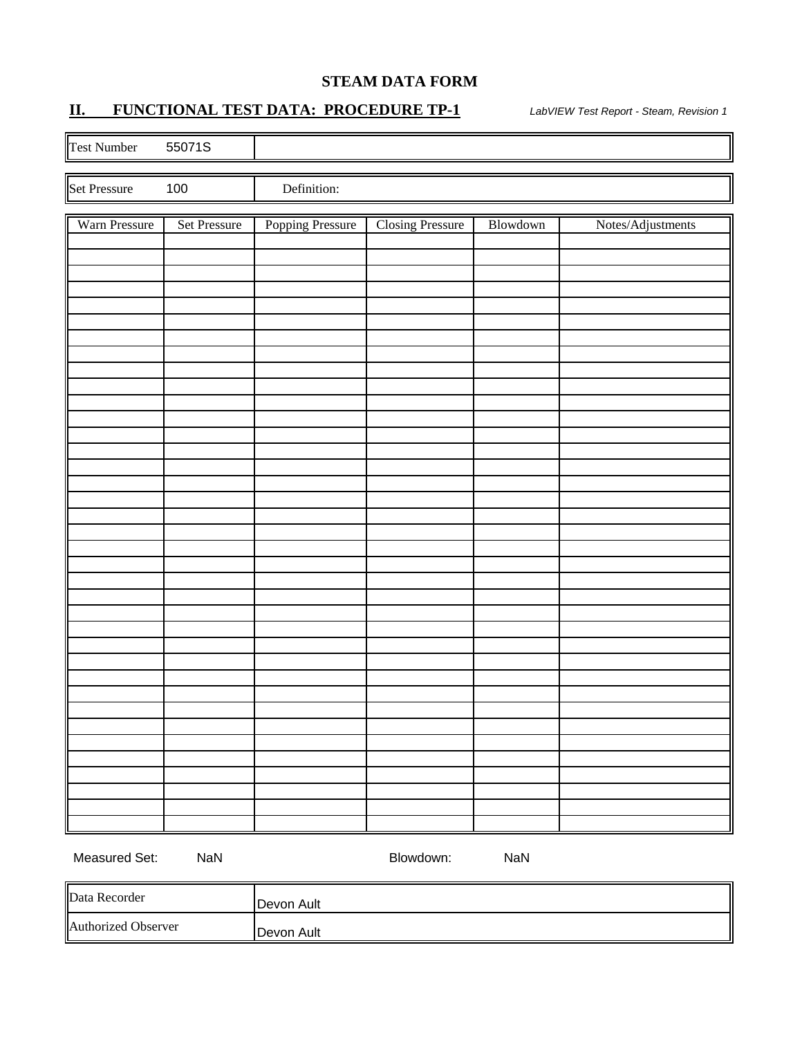# STEAM DATA FORM

## II. FUNCTIONAL TEST DATA: PROCEDURE TP-1

*LabVIEW Test Report - Steam, Revision 1*

| Test Number | 55071S |
|---|---|

| Set Pressure | 100 | Definition: |
|---|---|---|

| Warn Pressure | Set Pressure | Popping Pressure | Closing Pressure | Blowdown | Notes/Adjustments |
|---|---|---|---|---|---|
| | | | | | |
| | | | | | |
| | | | | | |
| | | | | | |
| | | | | | |
| | | | | | |
| | | | | | |
| | | | | | |
| | | | | | |
| | | | | | |
| | | | | | |
| | | | | | |
| | | | | | |
| | | | | | |
| | | | | | |
| | | | | | |
| | | | | | |
| | | | | | |
| | | | | | |
| | | | | | |
| | | | | | |
| | | | | | |
| | | | | | |
| | | | | | |
| | | | | | |
| | | | | | |
| | | | | | |
| | | | | | |
| | | | | | |
| | | | | | |
| | | | | | |
| | | | | | |
| | | | | | |
| | | | | | |
| | | | | | |
| | | | | | |
| | | | | | |
| | | | | | |

Measured Set: NaN Blowdown: NaN

| Data Recorder | Devon Ault |
|---|---|
| Authorized Observer | Devon Ault |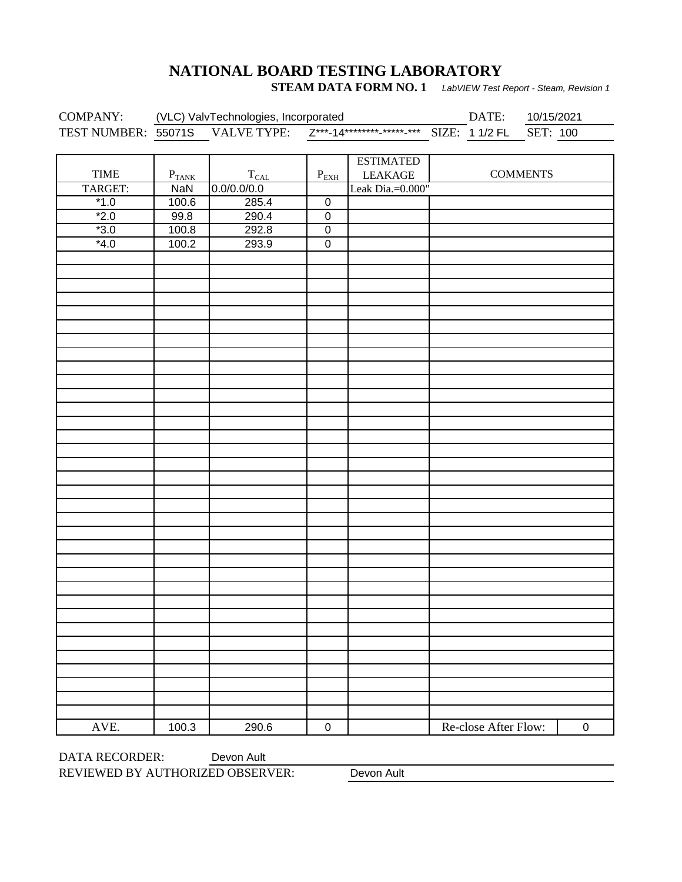# NATIONAL BOARD TESTING LABORATORY

**STEAM DATA FORM NO. 1** *LabVIEW Test Report - Steam, Revision 1*

COMPANY: (VLC) ValvTechnologies, Incorporated DATE: 10/15/2021

TEST NUMBER: 55071S VALVE TYPE: Z***-14********-*****-*** SIZE: 1 1/2 FL SET: 100

| TIME | $P_{TANK}$ | $T_{CAL}$ | $P_{EXH}$ | ESTIMATED LEAKAGE | COMMENTS | |
|---|---|---|---|---|---|---|
| TARGET: | NaN | 0.0/0.0/0.0 | | Leak Dia.=0.000" | | |
| *1.0 | 100.6 | 285.4 | 0 | | | |
| *2.0 | 99.8 | 290.4 | 0 | | | |
| *3.0 | 100.8 | 292.8 | 0 | | | |
| *4.0 | 100.2 | 293.9 | 0 | | | |
| AVE. | 100.3 | 290.6 | 0 | | Re-close After Flow: | 0 |

DATA RECORDER: Devon Ault

REVIEWED BY AUTHORIZED OBSERVER: Devon Ault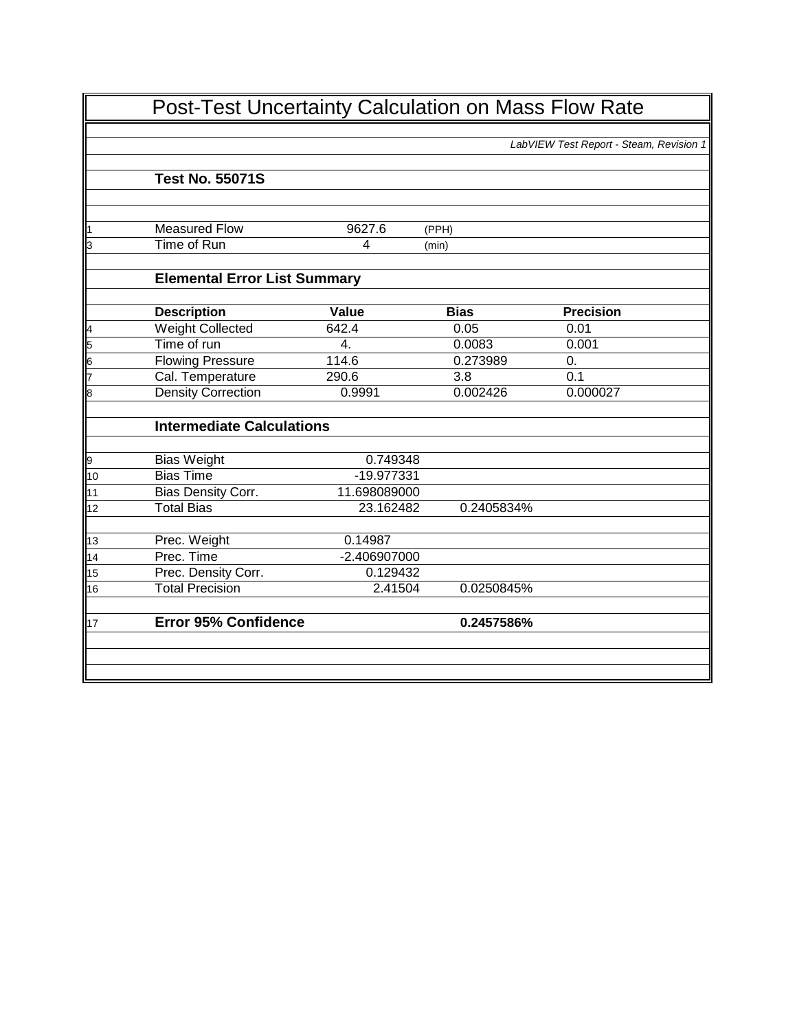# Post-Test Uncertainty Calculation on Mass Flow Rate

*LabVIEW Test Report - Steam, Revision 1*

**Test No. 55071S**

| | | | |
|---|---|---|---|
| 1 | Measured Flow | 9627.6 | (PPH) |
| 3 | Time of Run | 4 | (min) |

## Elemental Error List Summary

| | Description | Value | Bias | Precision |
|---|---|---|---|---|
| 4 | Weight Collected | 642.4 | 0.05 | 0.01 |
| 5 | Time of run | 4. | 0.0083 | 0.001 |
| 6 | Flowing Pressure | 114.6 | 0.273989 | 0. |
| 7 | Cal. Temperature | 290.6 | 3.8 | 0.1 |
| 8 | Density Correction | 0.9991 | 0.002426 | 0.000027 |

## Intermediate Calculations

| | | | |
|---|---|---|---|
| 9 | Bias Weight | 0.749348 | |
| 10 | Bias Time | -19.977331 | |
| 11 | Bias Density Corr. | 11.698089000 | |
| 12 | Total Bias | 23.162482 | 0.2405834% |
| 13 | Prec. Weight | 0.14987 | |
| 14 | Prec. Time | -2.406907000 | |
| 15 | Prec. Density Corr. | 0.129432 | |
| 16 | Total Precision | 2.41504 | 0.0250845% |
| 17 | **Error 95% Confidence** | | **0.2457586%** |